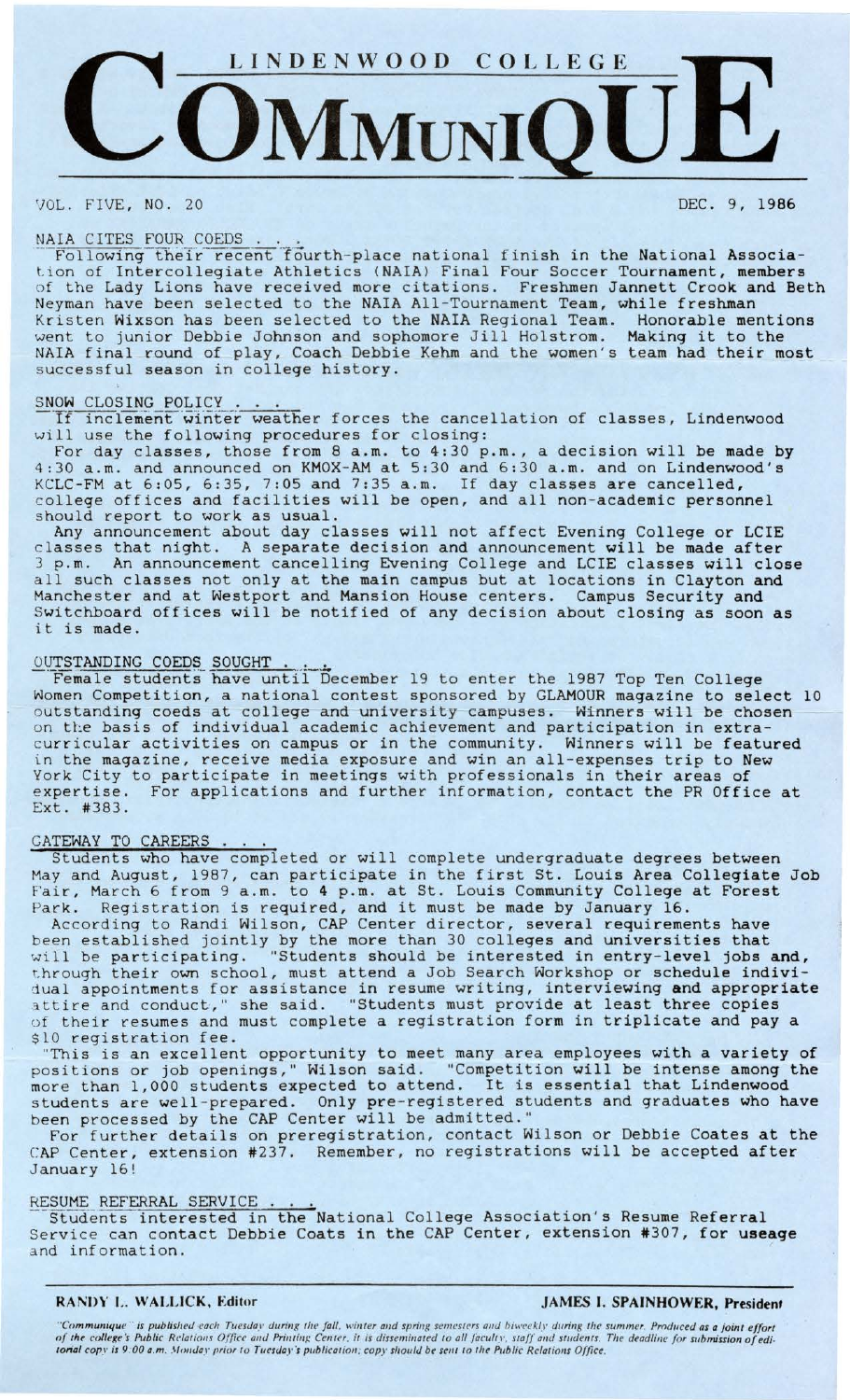# LINDENWOOD COLLEGE COMMUNIQUE

VOL. FIVE, NO. 20 DEC. 9, 1986

## NAIA CITES FOUR COEDS . . .

Following their recent fourth-place national finish in the National Association of Intercollegiate Athletics (NAIA) Final Four Soccer Tournament, members of the Lady Lions have received more citations. Freshmen Jannett Crook and Beth Neyman have been selected to the NAIA All-Tournament Team, while freshman Kristen Wixson has been selected to the NAIA Regional Team. Honorable mentions went to junior Debbie Johnson and sophomore Jill Holstrom. Making it to the NAIA final round of play, Coach Debbie Kehm and the women's team had their most successful season in college history.

## SNOW CLOSING POLICY . . .

If inclement winter weather forces the cancellation of classes, Lindenwood will use the following procedures for closing:

For day classes, those from 8 a.m. to 4:30 p.m., a decision will be made by 4:30 a.m. and announced on KMOX-AM at 5:30 and 6:30 a.m. and on Lindenwood's KCLC-FM at 6:05, 6:35, 7:05 and 7:35 a.m. If day classes are cancelled, college offices and facilities will be open, and all non-academic personnel should report to work as usual.

Any announcement about day classes will not affect Evening College or LCIE classes that night. A separate decision and announcement will be made after 3 p.m. An announcement cancelling Evening College and LCIE classes will close all such classes not only at the main campus but at locations in Clayton and Manchester and at Westport and Mansion House centers. Campus Security and Switchboard offices will be notified of any decision about closing as soon as it is made.

## OUTSTANDING COEDS SOUGHT . . .

Female students have until December 19 to enter the 1987 Top Ten College Women Competition, a national contest sponsored by GLAMOUR magazine to select 10 outstanding coeds at college and university campuses. Winners will be chosen on the basis of individual academic achievement and participation in extra-curricular activities on campus or in the community. Winners will be featured in the magazine, receive media exposure and win an all-expenses trip to New York City to participate in meetings with professionals in their areas of expertise. For applications and further information, contact the PR Office at Ext. #383.

## GATEWAY TO CAREERS . . .

Students who have completed or will complete undergraduate degrees between May and August, 1987, can participate in the first St. Louis Area Collegiate Job Fair, March 6 from 9 a.m. to 4 p.m. at St. Louis Community College at Forest Park. Registration is required, and it must be made by January 16.

According to Randi Wilson, CAP Center director, several requirements have been established jointly by the more than 30 colleges and universities that will be participating. "Students should be interested in entry-level jobs and, through their own school, must attend a Job Search Workshop or schedule individual appointments for assistance in resume writing, interviewing and appropriate attire and conduct," she said. "Students must provide at least three copies of their resumes and must complete a registration form in triplicate and pay a $10 registration fee.

"This is an excellent opportunity to meet many area employees with a variety of positions or job openings," Wilson said. "Competition will be intense among the more than 1,000 students expected to attend. It is essential that Lindenwood students are well-prepared. Only pre-registered students and graduates who have been processed by the CAP Center will be admitted."

For further details on preregistration, contact Wilson or Debbie Coates at the CAP Center, extension #237. Remember, no registrations will be accepted after January 16!

## RESUME REFERRAL SERVICE . . .

Students interested in the National College Association's Resume Referral Service can contact Debbie Coats in the CAP Center, extension #307, for useage and information.

**RANDY L. WALLICK, Editor** **JAMES I. SPAINHOWER, President**

*"Communique" is published each Tuesday during the fall, winter and spring semesters and biweekly during the summer. Produced as a joint effort of the college's Public Relations Office and Printing Center, it is disseminated to all faculty, staff and students. The deadline for submission of editorial copy is 9:00 a.m. Monday prior to Tuesday's publication; copy should be sent to the Public Relations Office.*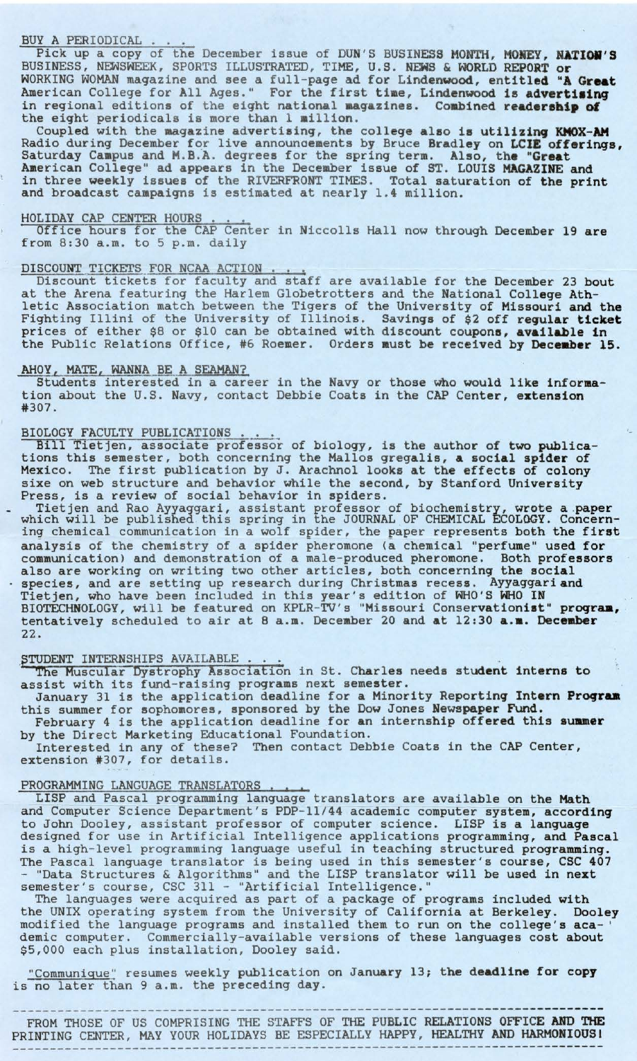BUY A PERIODICAL . . .

Pick up a copy of the December issue of DUN'S BUSINESS MONTH, MONEY, NATION'S BUSINESS, NEWSWEEK, SPORTS ILLUSTRATED, TIME, U.S. NEWS & WORLD REPORT or WORKING WOMAN magazine and see a full-page ad for Lindenwood, entitled "A Great American College for All Ages." For the first time, Lindenwood is advertising in regional editions of the eight national magazines. Combined readership of the eight periodicals is more than 1 million.

Coupled with the magazine advertising, the college also is utilizing KMOX-AM Radio during December for live announcements by Bruce Bradley on LCIE offerings, Saturday Campus and M.B.A. degrees for the spring term. Also, the "Great American College" ad appears in the December issue of ST. LOUIS MAGAZINE and in three weekly issues of the RIVERFRONT TIMES. Total saturation of the print and broadcast campaigns is estimated at nearly 1.4 million.

HOLIDAY CAP CENTER HOURS . . .

Office hours for the CAP Center in Niccolls Hall now through December 19 are from 8:30 a.m. to 5 p.m. daily

DISCOUNT TICKETS FOR NCAA ACTION . . .

Discount tickets for faculty and staff are available for the December 23 bout at the Arena featuring the Harlem Globetrotters and the National College Athletic Association match between the Tigers of the University of Missouri and the Fighting Illini of the University of Illinois. Savings of $2 off regular ticket prices of either $8 or $10 can be obtained with discount coupons, available in the Public Relations Office, #6 Roemer. Orders must be received by December 15.

AHOY, MATE, WANNA BE A SEAMAN?

Students interested in a career in the Navy or those who would like information about the U.S. Navy, contact Debbie Coats in the CAP Center, extension #307.

BIOLOGY FACULTY PUBLICATIONS . . .

Bill Tietjen, associate professor of biology, is the author of two publications this semester, both concerning the Mallos gregalis, a social spider of Mexico. The first publication by J. Arachnol looks at the effects of colony sixe on web structure and behavior while the second, by Stanford University Press, is a review of social behavior in spiders.

Tietjen and Rao Ayyaggari, assistant professor of biochemistry, wrote a paper which will be published this spring in the JOURNAL OF CHEMICAL ECOLOGY. Concerning chemical communication in a wolf spider, the paper represents both the first analysis of the chemistry of a spider pheromone (a chemical "perfume" used for communication) and demonstration of a male-produced pheromone. Both professors also are working on writing two other articles, both concerning the social species, and are setting up research during Christmas recess. Ayyaggari and Tietjen, who have been included in this year's edition of WHO'S WHO IN BIOTECHNOLOGY, will be featured on KPLR-TV's "Missouri Conservationist" program, tentatively scheduled to air at 8 a.m. December 20 and at 12:30 a.m. December 22.

STUDENT INTERNSHIPS AVAILABLE . . .

The Muscular Dystrophy Association in St. Charles needs student interns to assist with its fund-raising programs next semester.

January 31 is the application deadline for a Minority Reporting Intern Program this summer for sophomores, sponsored by the Dow Jones Newspaper Fund.

February 4 is the application deadline for an internship offered this summer by the Direct Marketing Educational Foundation.

Interested in any of these? Then contact Debbie Coats in the CAP Center, extension #307, for details.

PROGRAMMING LANGUAGE TRANSLATORS . . .

LISP and Pascal programming language translators are available on the Math and Computer Science Department's PDP-11/44 academic computer system, according to John Dooley, assistant professor of computer science. LISP is a language designed for use in Artificial Intelligence applications programming, and Pascal is a high-level programming language useful in teaching structured programming. The Pascal language translator is being used in this semester's course, CSC 407 - "Data Structures & Algorithms" and the LISP translator will be used in next semester's course, CSC 311 - "Artificial Intelligence."

The languages were acquired as part of a package of programs included with the UNIX operating system from the University of California at Berkeley. Dooley modified the language programs and installed them to run on the college's academic computer. Commercially-available versions of these languages cost about $5,000 each plus installation, Dooley said.

"Communique" resumes weekly publication on January 13; the deadline for copy is no later than 9 a.m. the preceding day.

---

FROM THOSE OF US COMPRISING THE STAFFS OF THE PUBLIC RELATIONS OFFICE AND THE PRINTING CENTER, MAY YOUR HOLIDAYS BE ESPECIALLY HAPPY, HEALTHY AND HARMONIOUS!

---